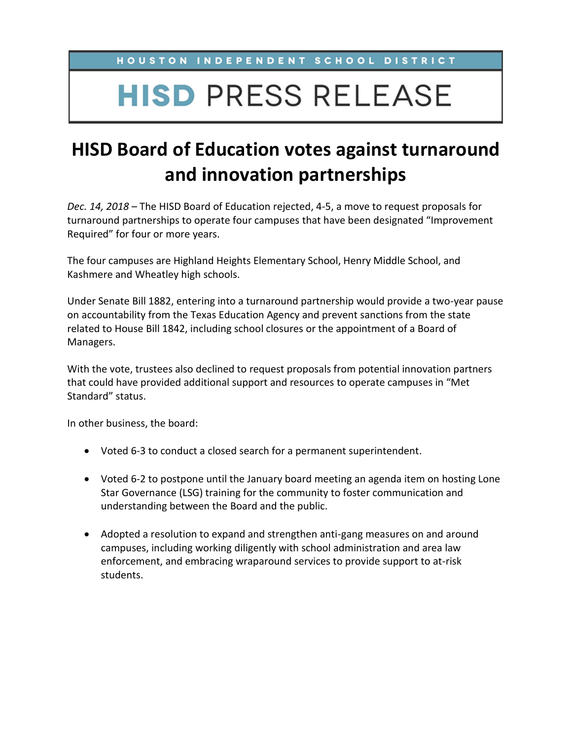HOUSTON INDEPENDENT SCHOOL DISTRICT

# HISD PRESS RELEASE

## HISD Board of Education votes against turnaround and innovation partnerships

*Dec. 14, 2018* – The HISD Board of Education rejected, 4-5, a move to request proposals for turnaround partnerships to operate four campuses that have been designated "Improvement Required" for four or more years.

The four campuses are Highland Heights Elementary School, Henry Middle School, and Kashmere and Wheatley high schools.

Under Senate Bill 1882, entering into a turnaround partnership would provide a two-year pause on accountability from the Texas Education Agency and prevent sanctions from the state related to House Bill 1842, including school closures or the appointment of a Board of Managers.

With the vote, trustees also declined to request proposals from potential innovation partners that could have provided additional support and resources to operate campuses in "Met Standard" status.

In other business, the board:

- Voted 6-3 to conduct a closed search for a permanent superintendent.
- Voted 6-2 to postpone until the January board meeting an agenda item on hosting Lone Star Governance (LSG) training for the community to foster communication and understanding between the Board and the public.
- Adopted a resolution to expand and strengthen anti-gang measures on and around campuses, including working diligently with school administration and area law enforcement, and embracing wraparound services to provide support to at-risk students.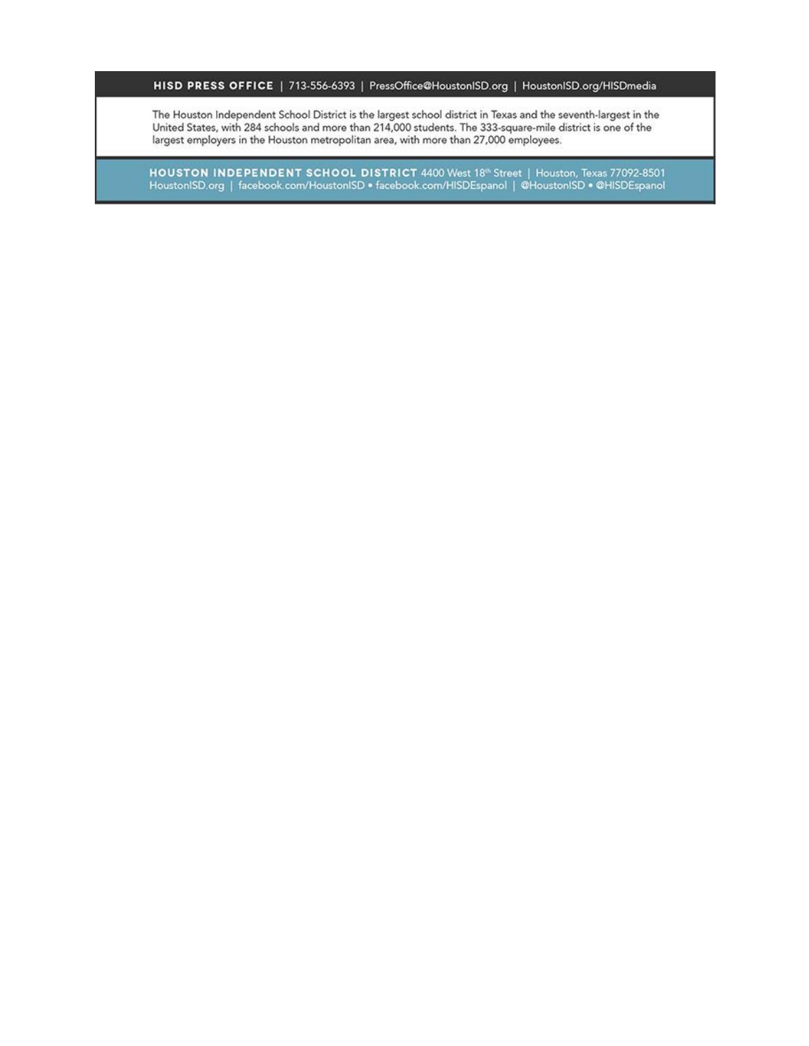**HISD PRESS OFFICE** | 713-556-6393 | PressOffice@HoustonISD.org | HoustonISD.org/HISDmedia

The Houston Independent School District is the largest school district in Texas and the seventh-largest in the United States, with 284 schools and more than 214,000 students. The 333-square-mile district is one of the largest employers in the Houston metropolitan area, with more than 27,000 employees.

**HOUSTON INDEPENDENT SCHOOL DISTRICT** 4400 West 18th Street | Houston, Texas 77092-8501
HoustonISD.org | facebook.com/HoustonISD • facebook.com/HISDEspanol | @HoustonISD • @HISDEspanol